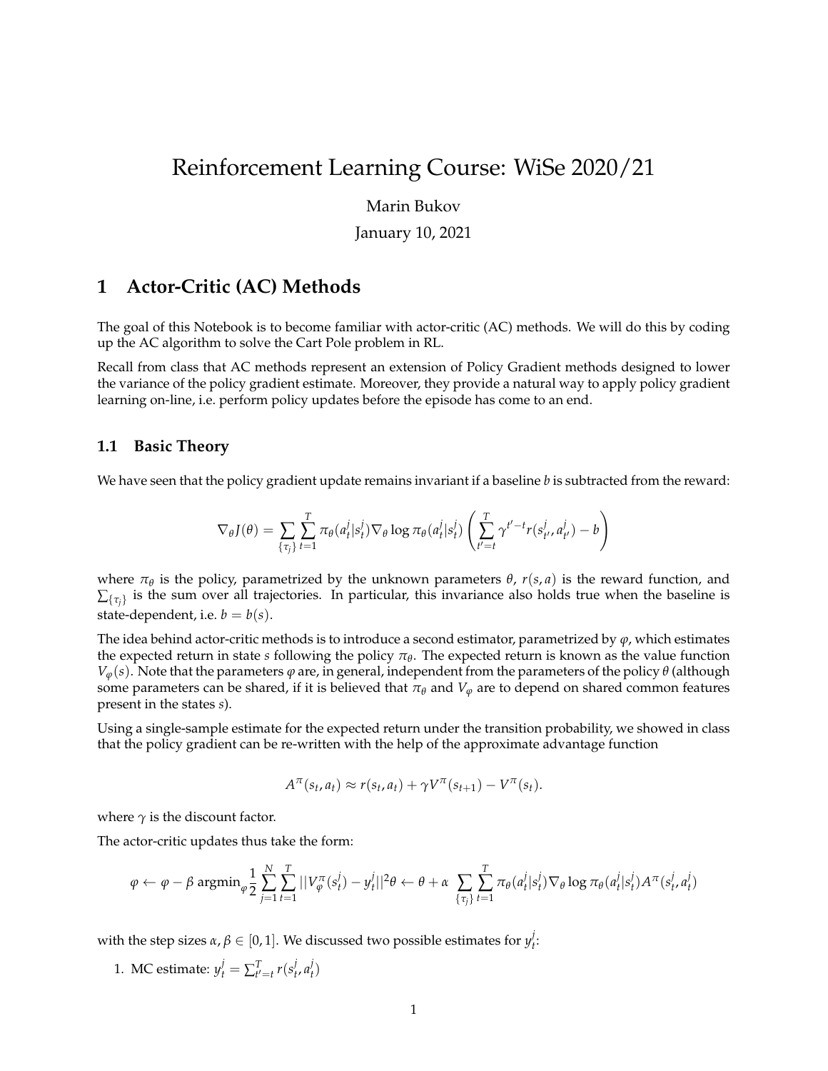# Reinforcement Learning Course: WiSe 2020/21

Marin Bukov

January 10, 2021

## 1 Actor-Critic (AC) Methods

The goal of this Notebook is to become familiar with actor-critic (AC) methods. We will do this by coding up the AC algorithm to solve the Cart Pole problem in RL.

Recall from class that AC methods represent an extension of Policy Gradient methods designed to lower the variance of the policy gradient estimate. Moreover, they provide a natural way to apply policy gradient learning on-line, i.e. perform policy updates before the episode has come to an end.

### 1.1 Basic Theory

We have seen that the policy gradient update remains invariant if a baseline $b$ is subtracted from the reward:

$$\nabla_\theta J(\theta) = \sum_{\{\tau_j\}} \sum_{t=1}^{T} \pi_\theta(a_t^j|s_t^j) \nabla_\theta \log \pi_\theta(a_t^j|s_t^j) \left( \sum_{t'=t}^{T} \gamma^{t'-t} r(s_{t'}^j, a_{t'}^j) - b \right)$$

where $\pi_\theta$ is the policy, parametrized by the unknown parameters $\theta$, $r(s,a)$ is the reward function, and $\sum_{\{\tau_j\}}$ is the sum over all trajectories. In particular, this invariance also holds true when the baseline is state-dependent, i.e. $b = b(s)$.

The idea behind actor-critic methods is to introduce a second estimator, parametrized by $\varphi$, which estimates the expected return in state $s$ following the policy $\pi_\theta$. The expected return is known as the value function $V_\varphi(s)$. Note that the parameters $\varphi$ are, in general, independent from the parameters of the policy $\theta$ (although some parameters can be shared, if it is believed that $\pi_\theta$ and $V_\varphi$ are to depend on shared common features present in the states $s$).

Using a single-sample estimate for the expected return under the transition probability, we showed in class that the policy gradient can be re-written with the help of the approximate advantage function

$$A^\pi(s_t, a_t) \approx r(s_t, a_t) + \gamma V^\pi(s_{t+1}) - V^\pi(s_t).$$

where $\gamma$ is the discount factor.

The actor-critic updates thus take the form:

$$\varphi \leftarrow \varphi - \beta \, \text{argmin}_\varphi \frac{1}{2} \sum_{j=1}^{N} \sum_{t=1}^{T} ||V_\varphi^\pi(s_t^j) - y_t^j||^2 \theta \leftarrow \theta + \alpha \sum_{\{\tau_j\}} \sum_{t=1}^{T} \pi_\theta(a_t^j|s_t^j) \nabla_\theta \log \pi_\theta(a_t^j|s_t^j) A^\pi(s_t^j, a_t^j)$$

with the step sizes $\alpha, \beta \in [0,1]$. We discussed two possible estimates for $y_t^j$:

1. MC estimate: $y_t^j = \sum_{t'=t}^{T} r(s_t^j, a_t^j)$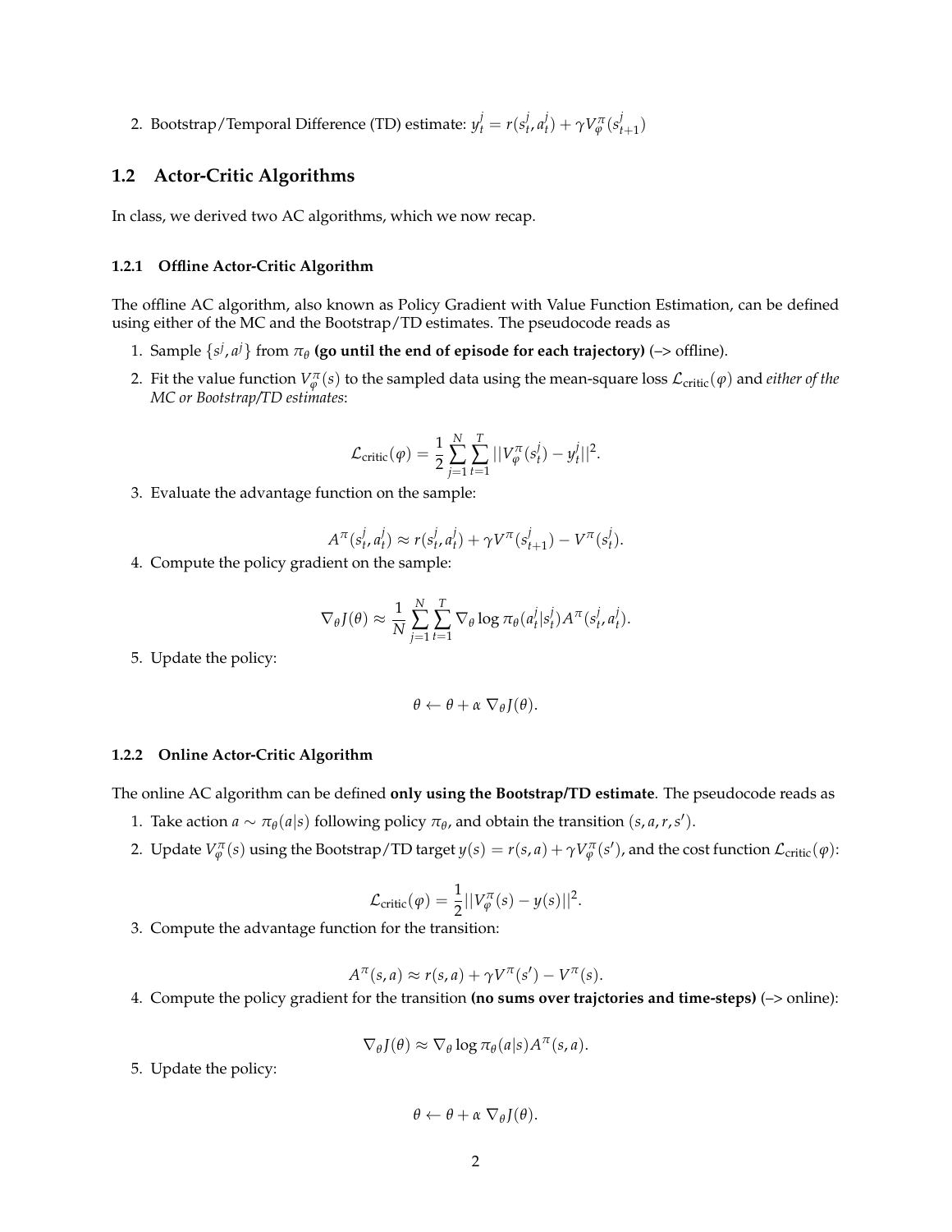2. Bootstrap/Temporal Difference (TD) estimate: $y_t^j = r(s_t^j, a_t^j) + \gamma V_\varphi^\pi(s_{t+1}^j)$

## 1.2 Actor-Critic Algorithms

In class, we derived two AC algorithms, which we now recap.

### 1.2.1 Offline Actor-Critic Algorithm

The offline AC algorithm, also known as Policy Gradient with Value Function Estimation, can be defined using either of the MC and the Bootstrap/TD estimates. The pseudocode reads as

1. Sample $\{s^j, a^j\}$ from $\pi_\theta$ **(go until the end of episode for each trajectory)** (–> offline).
2. Fit the value function $V_\varphi^\pi(s)$ to the sampled data using the mean-square loss $\mathcal{L}_{\text{critic}}(\varphi)$ and *either of the MC or Bootstrap/TD estimates*:

$$\mathcal{L}_{\text{critic}}(\varphi) = \frac{1}{2} \sum_{j=1}^{N} \sum_{t=1}^{T} ||V_\varphi^\pi(s_t^j) - y_t^j||^2.$$

3. Evaluate the advantage function on the sample:

$$A^\pi(s_t^j, a_t^j) \approx r(s_t^j, a_t^j) + \gamma V^\pi(s_{t+1}^j) - V^\pi(s_t^j).$$

4. Compute the policy gradient on the sample:

$$\nabla_\theta J(\theta) \approx \frac{1}{N} \sum_{j=1}^{N} \sum_{t=1}^{T} \nabla_\theta \log \pi_\theta(a_t^j | s_t^j) A^\pi(s_t^j, a_t^j).$$

5. Update the policy:

$$\theta \leftarrow \theta + \alpha \; \nabla_\theta J(\theta).$$

### 1.2.2 Online Actor-Critic Algorithm

The online AC algorithm can be defined **only using the Bootstrap/TD estimate**. The pseudocode reads as

1. Take action $a \sim \pi_\theta(a|s)$ following policy $\pi_\theta$, and obtain the transition $(s, a, r, s')$.
2. Update $V_\varphi^\pi(s)$ using the Bootstrap/TD target $y(s) = r(s,a) + \gamma V_\varphi^\pi(s')$, and the cost function $\mathcal{L}_{\text{critic}}(\varphi)$:

$$\mathcal{L}_{\text{critic}}(\varphi) = \frac{1}{2} ||V_\varphi^\pi(s) - y(s)||^2.$$

3. Compute the advantage function for the transition:

$$A^\pi(s, a) \approx r(s, a) + \gamma V^\pi(s') - V^\pi(s).$$

4. Compute the policy gradient for the transition **(no sums over trajctories and time-steps)** (–> online):

$$\nabla_\theta J(\theta) \approx \nabla_\theta \log \pi_\theta(a|s) A^\pi(s, a).$$

5. Update the policy:

$$\theta \leftarrow \theta + \alpha \; \nabla_\theta J(\theta).$$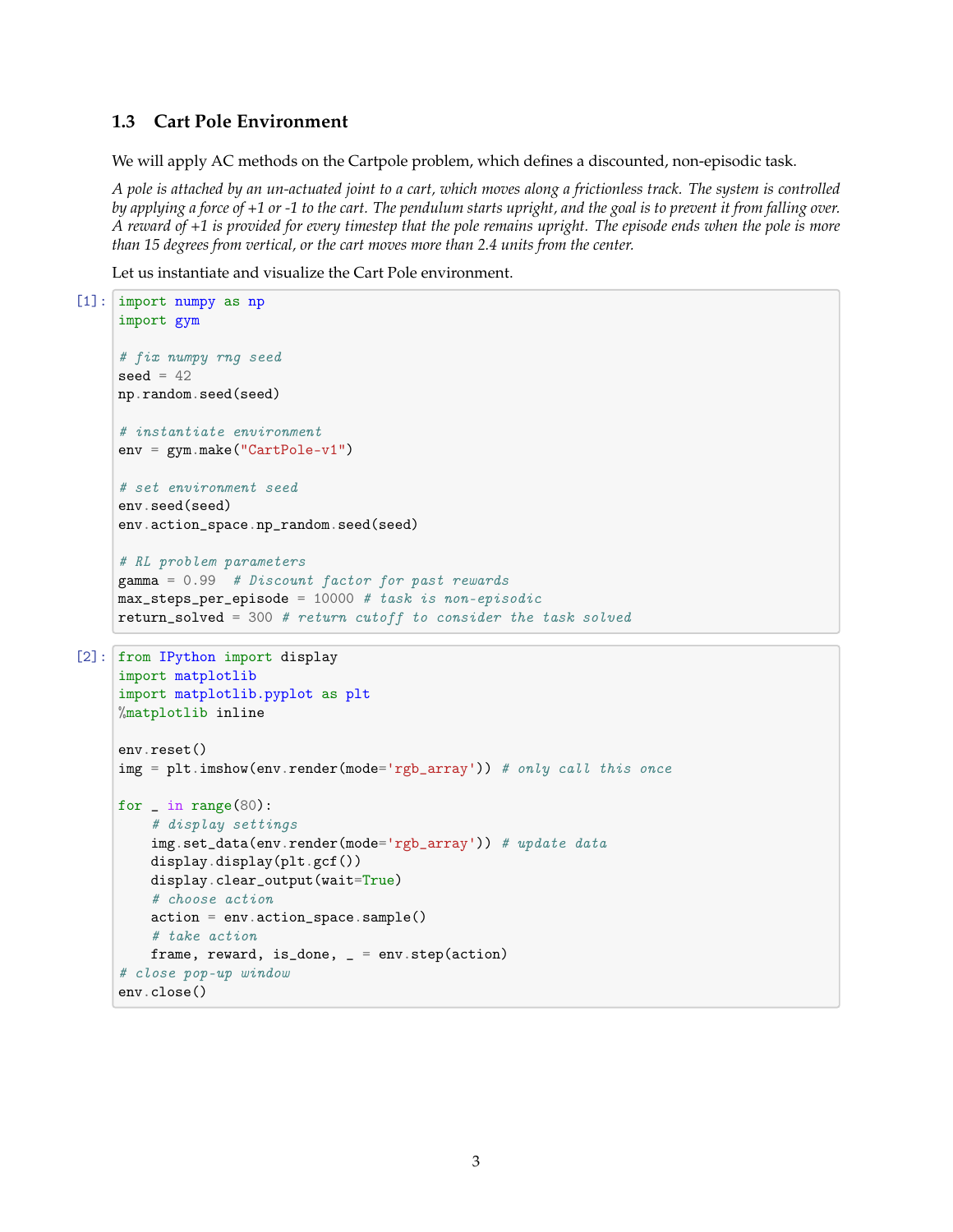### 1.3 Cart Pole Environment

We will apply AC methods on the Cartpole problem, which defines a discounted, non-episodic task.

*A pole is attached by an un-actuated joint to a cart, which moves along a frictionless track. The system is controlled by applying a force of +1 or -1 to the cart. The pendulum starts upright, and the goal is to prevent it from falling over. A reward of +1 is provided for every timestep that the pole remains upright. The episode ends when the pole is more than 15 degrees from vertical, or the cart moves more than 2.4 units from the center.*

Let us instantiate and visualize the Cart Pole environment.

[1]:
```
import numpy as np
import gym

# fix numpy rng seed
seed = 42
np.random.seed(seed)

# instantiate environment
env = gym.make("CartPole-v1")

# set environment seed
env.seed(seed)
env.action_space.np_random.seed(seed)

# RL problem parameters
gamma = 0.99  # Discount factor for past rewards
max_steps_per_episode = 10000 # task is non-episodic
return_solved = 300 # return cutoff to consider the task solved
```

[2]:
```
from IPython import display
import matplotlib
import matplotlib.pyplot as plt
%matplotlib inline

env.reset()
img = plt.imshow(env.render(mode='rgb_array')) # only call this once

for _ in range(80):
    # display settings
    img.set_data(env.render(mode='rgb_array')) # update data
    display.display(plt.gcf())
    display.clear_output(wait=True)
    # choose action
    action = env.action_space.sample()
    # take action
    frame, reward, is_done, _ = env.step(action)
# close pop-up window
env.close()
```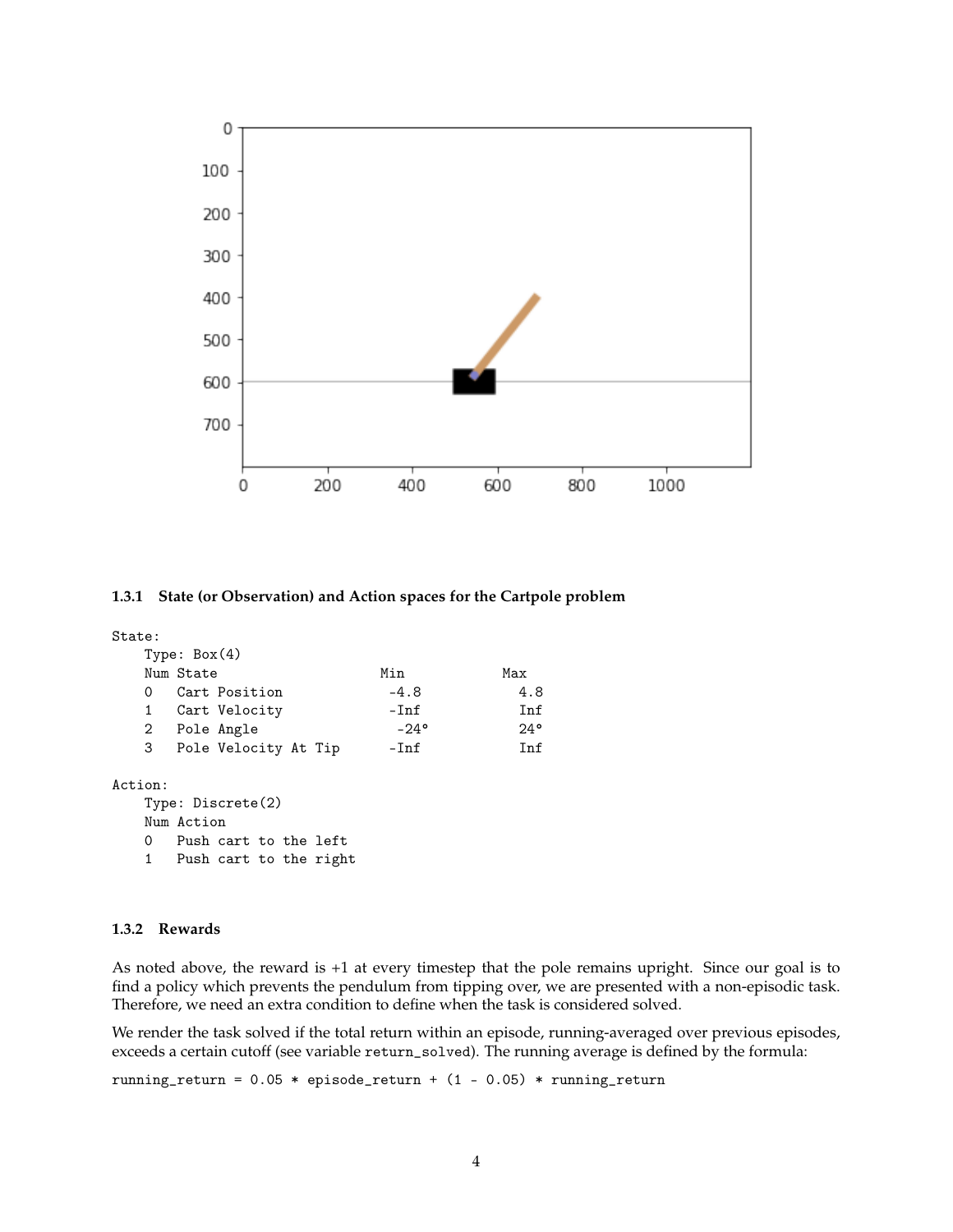### 1.3.1 State (or Observation) and Action spaces for the Cartpole problem

```
State:
    Type: Box(4)
    Num State                     Min          Max
    0   Cart Position             -4.8           4.8
    1   Cart Velocity             -Inf           Inf
    2   Pole Angle                 -24°          24°
    3   Pole Velocity At Tip      -Inf           Inf

Action:
    Type: Discrete(2)
    Num Action
    0   Push cart to the left
    1   Push cart to the right
```

### 1.3.2 Rewards

As noted above, the reward is +1 at every timestep that the pole remains upright. Since our goal is to find a policy which prevents the pendulum from tipping over, we are presented with a non-episodic task. Therefore, we need an extra condition to define when the task is considered solved.

We render the task solved if the total return within an episode, running-averaged over previous episodes, exceeds a certain cutoff (see variable `return_solved`). The running average is defined by the formula:

```
running_return = 0.05 * episode_return + (1 - 0.05) * running_return
```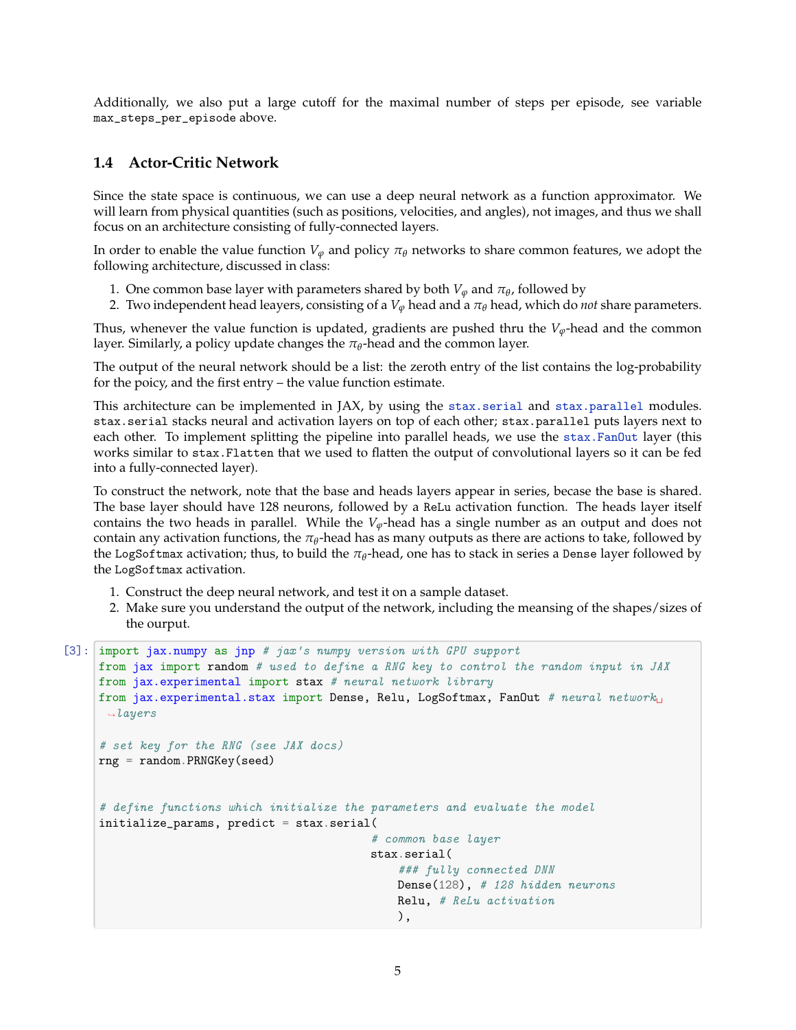Additionally, we also put a large cutoff for the maximal number of steps per episode, see variable `max_steps_per_episode` above.

## 1.4 Actor-Critic Network

Since the state space is continuous, we can use a deep neural network as a function approximator. We will learn from physical quantities (such as positions, velocities, and angles), not images, and thus we shall focus on an architecture consisting of fully-connected layers.

In order to enable the value function $V_\varphi$ and policy $\pi_\theta$ networks to share common features, we adopt the following architecture, discussed in class:

1. One common base layer with parameters shared by both $V_\varphi$ and $\pi_\theta$, followed by
2. Two independent head leayers, consisting of a $V_\varphi$ head and a $\pi_\theta$ head, which do *not* share parameters.

Thus, whenever the value function is updated, gradients are pushed thru the $V_\varphi$-head and the common layer. Similarly, a policy update changes the $\pi_\theta$-head and the common layer.

The output of the neural network should be a list: the zeroth entry of the list contains the log-probability for the poicy, and the first entry – the value function estimate.

This architecture can be implemented in JAX, by using the `stax.serial` and `stax.parallel` modules. `stax.serial` stacks neural and activation layers on top of each other; `stax.parallel` puts layers next to each other. To implement splitting the pipeline into parallel heads, we use the `stax.FanOut` layer (this works similar to `stax.Flatten` that we used to flatten the output of convolutional layers so it can be fed into a fully-connected layer).

To construct the network, note that the base and heads layers appear in series, becase the base is shared. The base layer should have 128 neurons, followed by a `ReLu` activation function. The heads layer itself contains the two heads in parallel. While the $V_\varphi$-head has a single number as an output and does not contain any activation functions, the $\pi_\theta$-head has as many outputs as there are actions to take, followed by the `LogSoftmax` activation; thus, to build the $\pi_\theta$-head, one has to stack in series a `Dense` layer followed by the `LogSoftmax` activation.

1. Construct the deep neural network, and test it on a sample dataset.
2. Make sure you understand the output of the network, including the meansing of the shapes/sizes of the ourput.

```
[3]: import jax.numpy as jnp # jax's numpy version with GPU support
     from jax import random # used to define a RNG key to control the random input in JAX
     from jax.experimental import stax # neural network library
     from jax.experimental.stax import Dense, Relu, LogSoftmax, FanOut # neural network layers

     # set key for the RNG (see JAX docs)
     rng = random.PRNGKey(seed)


     # define functions which initialize the parameters and evaluate the model
     initialize_params, predict = stax.serial(
                                         # common base layer
                                         stax.serial(
                                             ### fully connected DNN
                                             Dense(128), # 128 hidden neurons
                                             Relu, # ReLu activation
                                             ),
```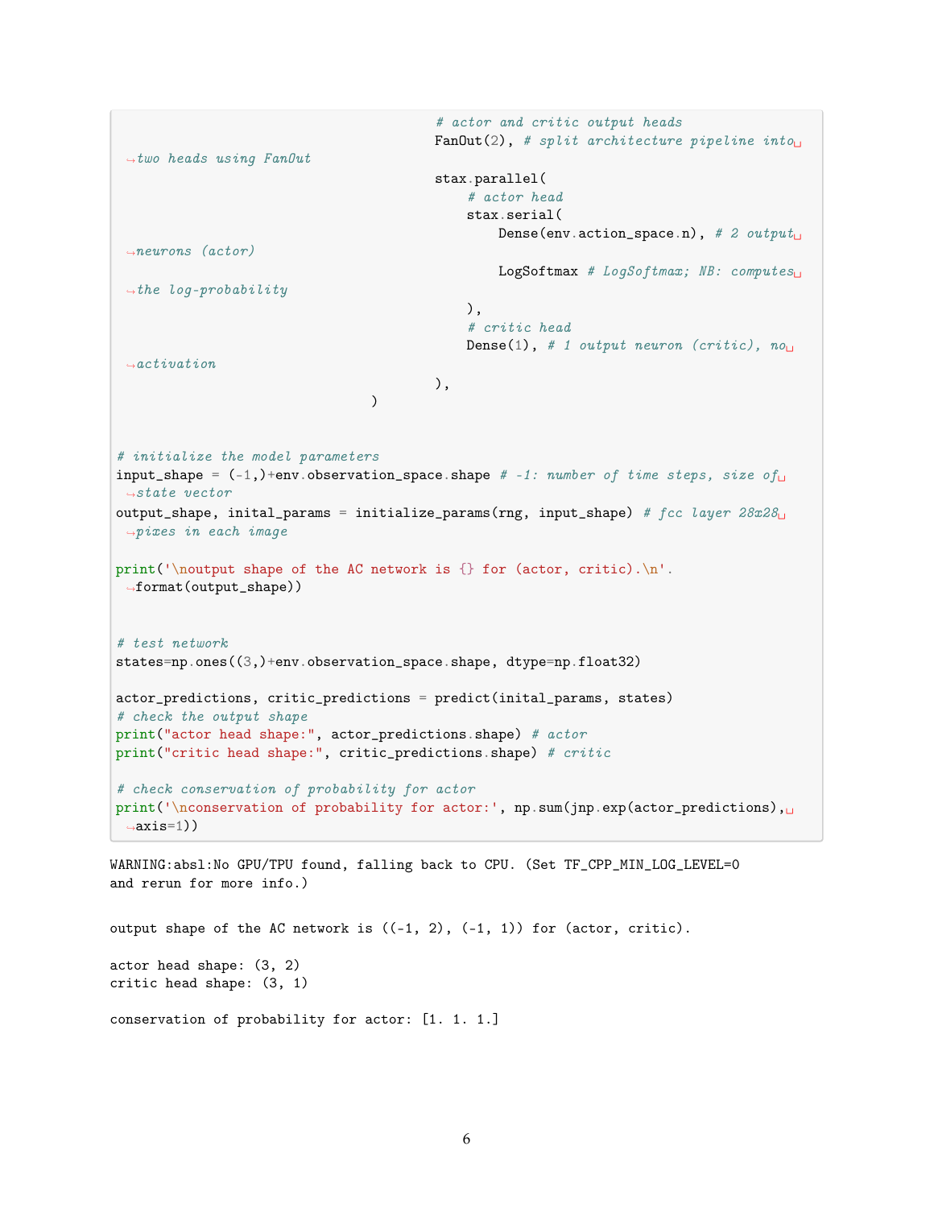```python
                                            # actor and critic output heads
                                            FanOut(2), # split architecture pipeline into two heads using FanOut
                                            stax.parallel(
                                                # actor head
                                                stax.serial(
                                                    Dense(env.action_space.n), # 2 output neurons (actor)
                                                    LogSoftmax # LogSoftmax; NB: computes the log-probability
                                                ),
                                                # critic head
                                                Dense(1), # 1 output neuron (critic), no activation
                                            ),
                                    )


# initialize the model parameters
input_shape = (-1,)+env.observation_space.shape # -1: number of time steps, size of state vector
output_shape, inital_params = initialize_params(rng, input_shape) # fcc layer 28x28 pixes in each image

print('\noutput shape of the AC network is {} for (actor, critic).\n'.format(output_shape))


# test network
states=np.ones((3,)+env.observation_space.shape, dtype=np.float32)

actor_predictions, critic_predictions = predict(inital_params, states)
# check the output shape
print("actor head shape:", actor_predictions.shape) # actor
print("critic head shape:", critic_predictions.shape) # critic

# check conservation of probability for actor
print('\nconservation of probability for actor:', np.sum(jnp.exp(actor_predictions), axis=1))
```

```
WARNING:absl:No GPU/TPU found, falling back to CPU. (Set TF_CPP_MIN_LOG_LEVEL=0
and rerun for more info.)


output shape of the AC network is ((-1, 2), (-1, 1)) for (actor, critic).

actor head shape: (3, 2)
critic head shape: (3, 1)

conservation of probability for actor: [1. 1. 1.]
```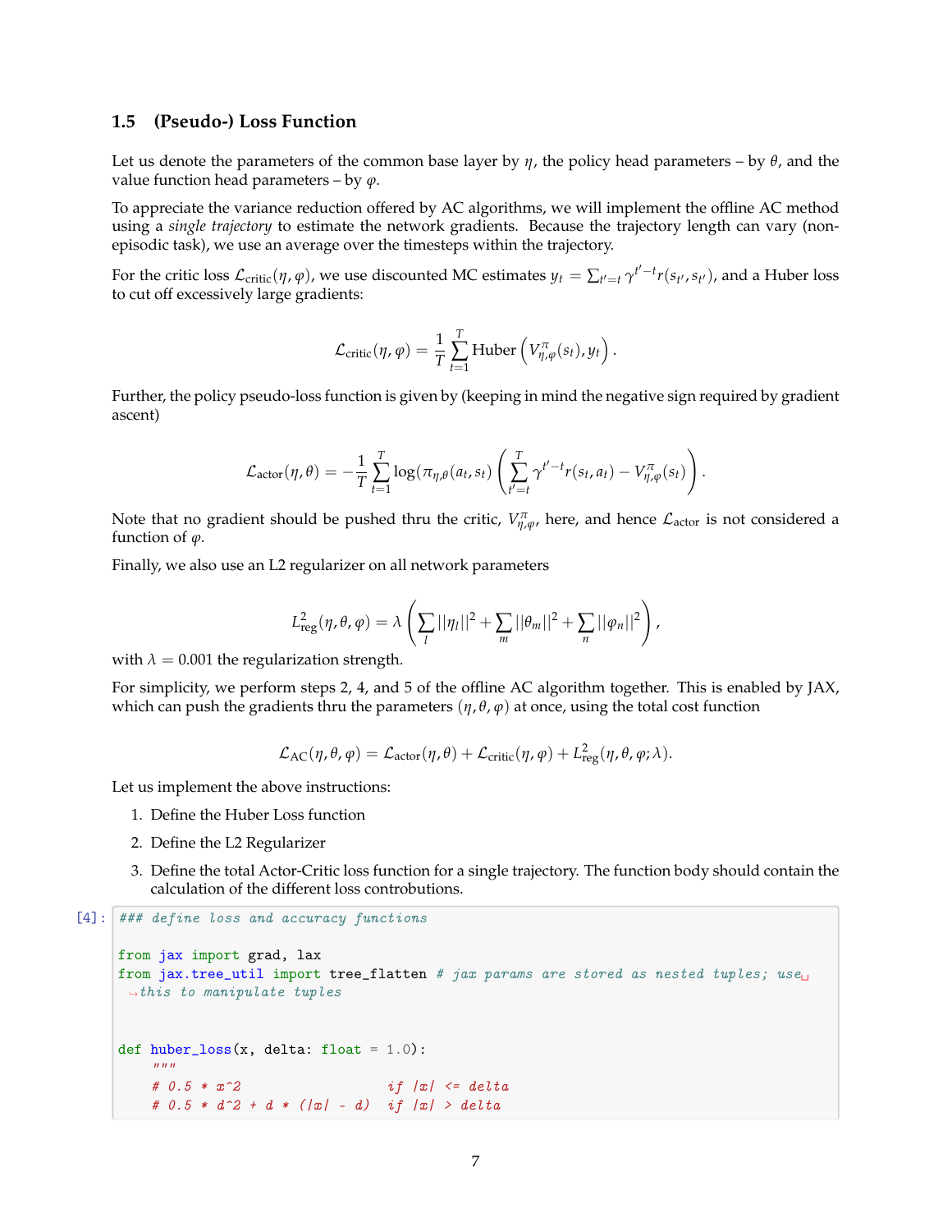### 1.5 (Pseudo-) Loss Function

Let us denote the parameters of the common base layer by $\eta$, the policy head parameters – by $\theta$, and the value function head parameters – by $\varphi$.

To appreciate the variance reduction offered by AC algorithms, we will implement the offline AC method using a *single trajectory* to estimate the network gradients. Because the trajectory length can vary (non-episodic task), we use an average over the timesteps within the trajectory.

For the critic loss $\mathcal{L}_{\text{critic}}(\eta, \varphi)$, we use discounted MC estimates $y_t = \sum_{t'=t} \gamma^{t'-t} r(s_{t'}, s_{t'})$, and a Huber loss to cut off excessively large gradients:

$$\mathcal{L}_{\text{critic}}(\eta, \varphi) = \frac{1}{T} \sum_{t=1}^{T} \text{Huber}\left(V^{\pi}_{\eta,\varphi}(s_t), y_t\right).$$

Further, the policy pseudo-loss function is given by (keeping in mind the negative sign required by gradient ascent)

$$\mathcal{L}_{\text{actor}}(\eta, \theta) = -\frac{1}{T} \sum_{t=1}^{T} \log(\pi_{\eta,\theta}(a_t, s_t)) \left( \sum_{t'=t}^{T} \gamma^{t'-t} r(s_t, a_t) - V^{\pi}_{\eta,\varphi}(s_t) \right).$$

Note that no gradient should be pushed thru the critic, $V^{\pi}_{\eta,\varphi}$, here, and hence $\mathcal{L}_{\text{actor}}$ is not considered a function of $\varphi$.

Finally, we also use an L2 regularizer on all network parameters

$$L^2_{\text{reg}}(\eta, \theta, \varphi) = \lambda \left( \sum_l ||\eta_l||^2 + \sum_m ||\theta_m||^2 + \sum_n ||\varphi_n||^2 \right),$$

with $\lambda = 0.001$ the regularization strength.

For simplicity, we perform steps 2, 4, and 5 of the offline AC algorithm together. This is enabled by JAX, which can push the gradients thru the parameters $(\eta, \theta, \varphi)$ at once, using the total cost function

$$\mathcal{L}_{\text{AC}}(\eta, \theta, \varphi) = \mathcal{L}_{\text{actor}}(\eta, \theta) + \mathcal{L}_{\text{critic}}(\eta, \varphi) + L^2_{\text{reg}}(\eta, \theta, \varphi; \lambda).$$

Let us implement the above instructions:

1. Define the Huber Loss function
2. Define the L2 Regularizer
3. Define the total Actor-Critic loss function for a single trajectory. The function body should contain the calculation of the different loss controbutions.

```
[4]: ### define loss and accuracy functions

from jax import grad, lax
from jax.tree_util import tree_flatten # jax params are stored as nested tuples; use this to manipulate tuples


def huber_loss(x, delta: float = 1.0):
    """
    # 0.5 * x^2                  if |x| <= delta
    # 0.5 * d^2 + d * (|x| - d)  if |x| > delta
```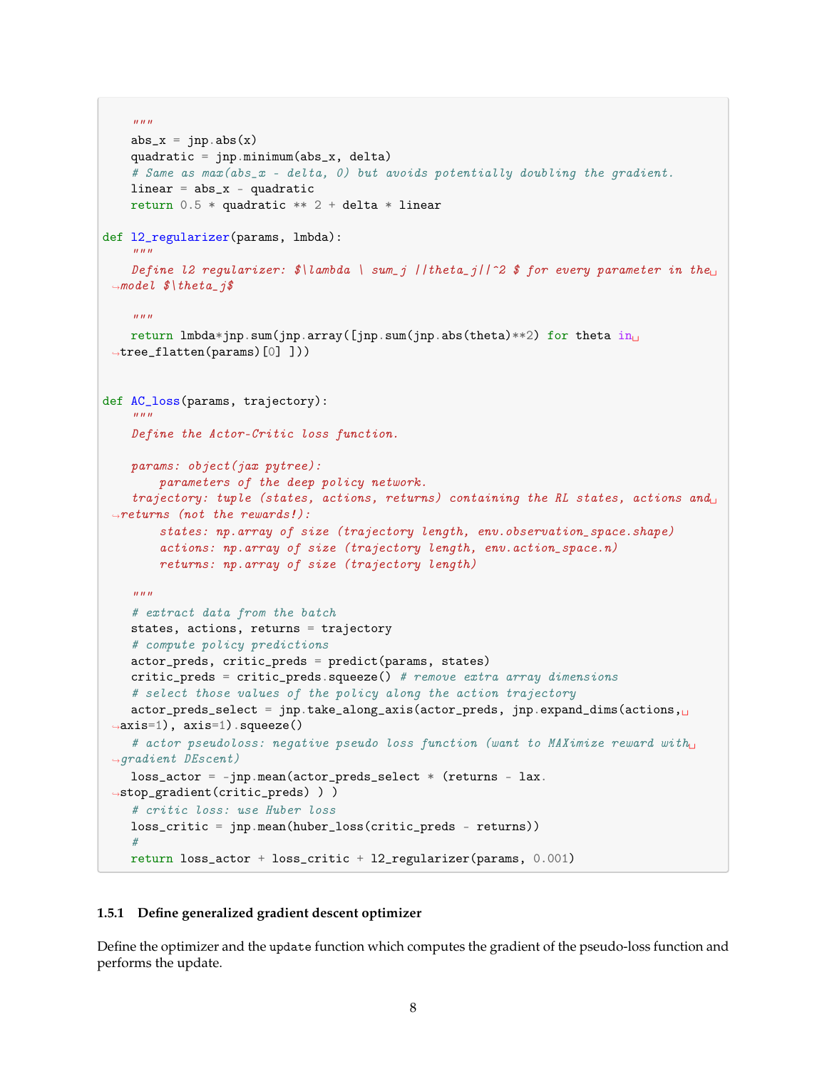```python
    """
    abs_x = jnp.abs(x)
    quadratic = jnp.minimum(abs_x, delta)
    # Same as max(abs_x - delta, 0) but avoids potentially doubling the gradient.
    linear = abs_x - quadratic
    return 0.5 * quadratic ** 2 + delta * linear

def l2_regularizer(params, lmbda):
    """
    Define l2 regularizer: $\lambda \ sum_j ||theta_j||^2 $ for every parameter in the model $\theta_j$

    """
    return lmbda*jnp.sum(jnp.array([jnp.sum(jnp.abs(theta)**2) for theta in tree_flatten(params)[0] ]))


def AC_loss(params, trajectory):
    """
    Define the Actor-Critic loss function.

    params: object(jax pytree):
        parameters of the deep policy network.
    trajectory: tuple (states, actions, returns) containing the RL states, actions and returns (not the rewards!):
        states: np.array of size (trajectory length, env.observation_space.shape)
        actions: np.array of size (trajectory length, env.action_space.n)
        returns: np.array of size (trajectory length)

    """
    # extract data from the batch
    states, actions, returns = trajectory
    # compute policy predictions
    actor_preds, critic_preds = predict(params, states)
    critic_preds = critic_preds.squeeze() # remove extra array dimensions
    # select those values of the policy along the action trajectory
    actor_preds_select = jnp.take_along_axis(actor_preds, jnp.expand_dims(actions, axis=1), axis=1).squeeze()
    # actor pseudoloss: negative pseudo loss function (want to MAXimize reward with gradient DEscent)
    loss_actor = -jnp.mean(actor_preds_select * (returns - lax.stop_gradient(critic_preds) ) )
    # critic loss: use Huber loss
    loss_critic = jnp.mean(huber_loss(critic_preds - returns))
    #
    return loss_actor + loss_critic + l2_regularizer(params, 0.001)
```

### 1.5.1 Define generalized gradient descent optimizer

Define the optimizer and the update function which computes the gradient of the pseudo-loss function and performs the update.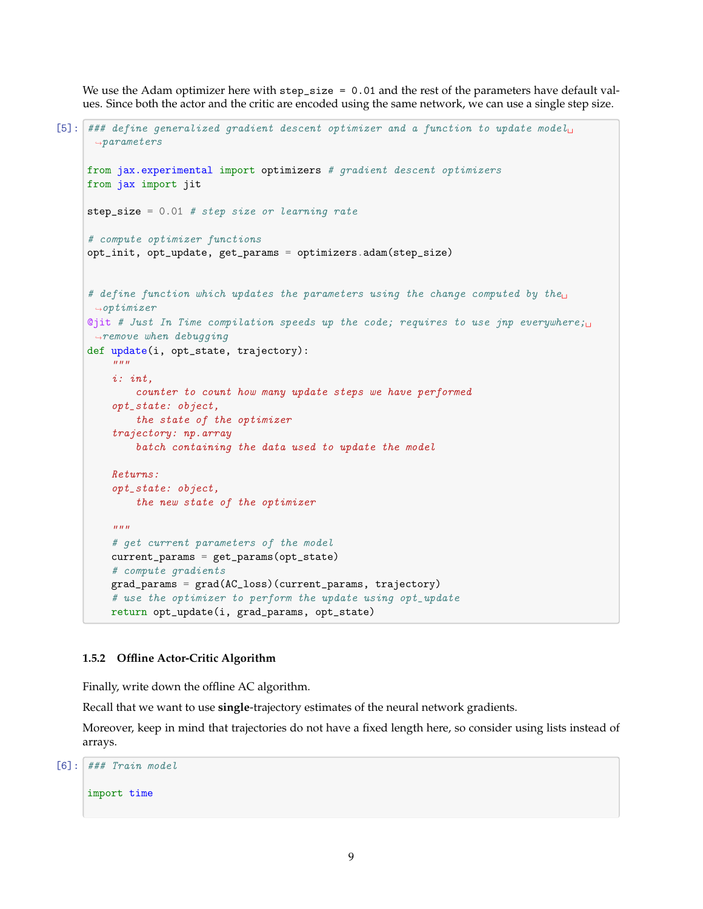We use the Adam optimizer here with `step_size = 0.01` and the rest of the parameters have default values. Since both the actor and the critic are encoded using the same network, we can use a single step size.

```
[5]: ### define generalized gradient descent optimizer and a function to update model parameters

from jax.experimental import optimizers # gradient descent optimizers
from jax import jit

step_size = 0.01 # step size or learning rate

# compute optimizer functions
opt_init, opt_update, get_params = optimizers.adam(step_size)


# define function which updates the parameters using the change computed by the optimizer
@jit # Just In Time compilation speeds up the code; requires to use jnp everywhere; remove when debugging
def update(i, opt_state, trajectory):
    """
    i: int,
        counter to count how many update steps we have performed
    opt_state: object,
        the state of the optimizer
    trajectory: np.array
        batch containing the data used to update the model

    Returns:
    opt_state: object,
        the new state of the optimizer

    """
    # get current parameters of the model
    current_params = get_params(opt_state)
    # compute gradients
    grad_params = grad(AC_loss)(current_params, trajectory)
    # use the optimizer to perform the update using opt_update
    return opt_update(i, grad_params, opt_state)
```

### 1.5.2 Offline Actor-Critic Algorithm

Finally, write down the offline AC algorithm.

Recall that we want to use **single**-trajectory estimates of the neural network gradients.

Moreover, keep in mind that trajectories do not have a fixed length here, so consider using lists instead of arrays.

```
[6]: ### Train model

import time
```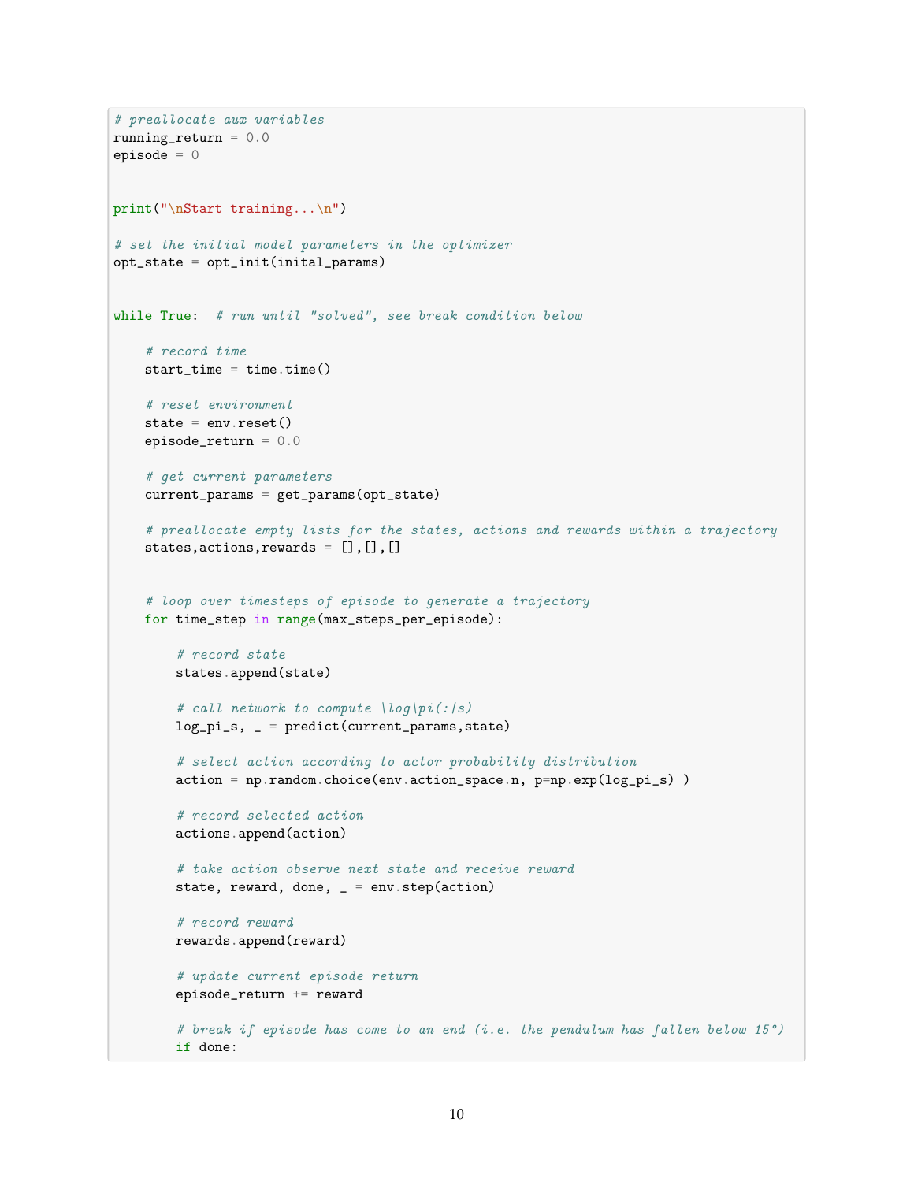```python
# preallocate aux variables
running_return = 0.0
episode = 0


print("\nStart training...\n")

# set the initial model parameters in the optimizer
opt_state = opt_init(inital_params)


while True:  # run until "solved", see break condition below

    # record time
    start_time = time.time()

    # reset environment
    state = env.reset()
    episode_return = 0.0

    # get current parameters
    current_params = get_params(opt_state)

    # preallocate empty lists for the states, actions and rewards within a trajectory
    states,actions,rewards = [],[],[]


    # loop over timesteps of episode to generate a trajectory
    for time_step in range(max_steps_per_episode):

        # record state
        states.append(state)

        # call network to compute \log\pi(:|s)
        log_pi_s, _ = predict(current_params,state)

        # select action according to actor probability distribution
        action = np.random.choice(env.action_space.n, p=np.exp(log_pi_s) )

        # record selected action
        actions.append(action)

        # take action observe next state and receive reward
        state, reward, done, _ = env.step(action)

        # record reward
        rewards.append(reward)

        # update current episode return
        episode_return += reward

        # break if episode has come to an end (i.e. the pendulum has fallen below 15°)
        if done:
```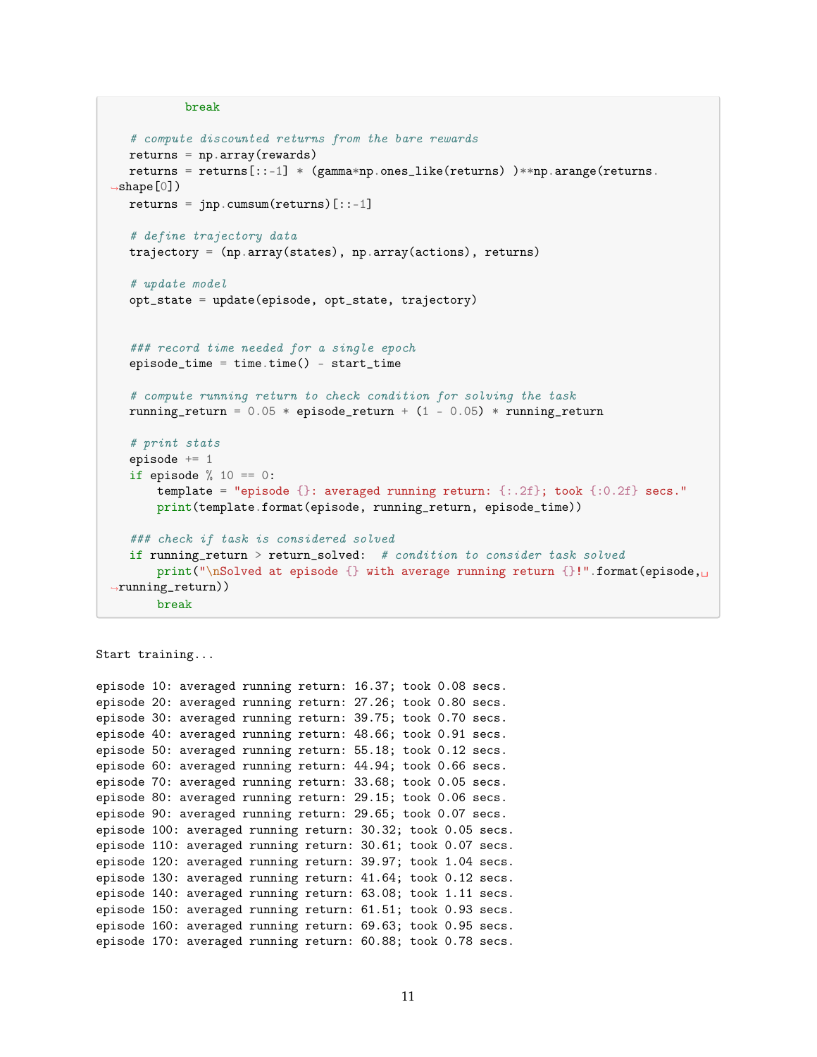```python
            break

    # compute discounted returns from the bare rewards
    returns = np.array(rewards)
    returns = returns[::-1] * (gamma*np.ones_like(returns) )**np.arange(returns.shape[0])
    returns = jnp.cumsum(returns)[::-1]

    # define trajectory data
    trajectory = (np.array(states), np.array(actions), returns)

    # update model
    opt_state = update(episode, opt_state, trajectory)


    ### record time needed for a single epoch
    episode_time = time.time() - start_time

    # compute running return to check condition for solving the task
    running_return = 0.05 * episode_return + (1 - 0.05) * running_return

    # print stats
    episode += 1
    if episode % 10 == 0:
        template = "episode {}: averaged running return: {:.2f}; took {:0.2f} secs."
        print(template.format(episode, running_return, episode_time))

    ### check if task is considered solved
    if running_return > return_solved:  # condition to consider task solved
        print("\nSolved at episode {} with average running return {}!".format(episode, running_return))
        break
```

```
Start training...

episode 10: averaged running return: 16.37; took 0.08 secs.
episode 20: averaged running return: 27.26; took 0.80 secs.
episode 30: averaged running return: 39.75; took 0.70 secs.
episode 40: averaged running return: 48.66; took 0.91 secs.
episode 50: averaged running return: 55.18; took 0.12 secs.
episode 60: averaged running return: 44.94; took 0.66 secs.
episode 70: averaged running return: 33.68; took 0.05 secs.
episode 80: averaged running return: 29.15; took 0.06 secs.
episode 90: averaged running return: 29.65; took 0.07 secs.
episode 100: averaged running return: 30.32; took 0.05 secs.
episode 110: averaged running return: 30.61; took 0.07 secs.
episode 120: averaged running return: 39.97; took 1.04 secs.
episode 130: averaged running return: 41.64; took 0.12 secs.
episode 140: averaged running return: 63.08; took 1.11 secs.
episode 150: averaged running return: 61.51; took 0.93 secs.
episode 160: averaged running return: 69.63; took 0.95 secs.
episode 170: averaged running return: 60.88; took 0.78 secs.
```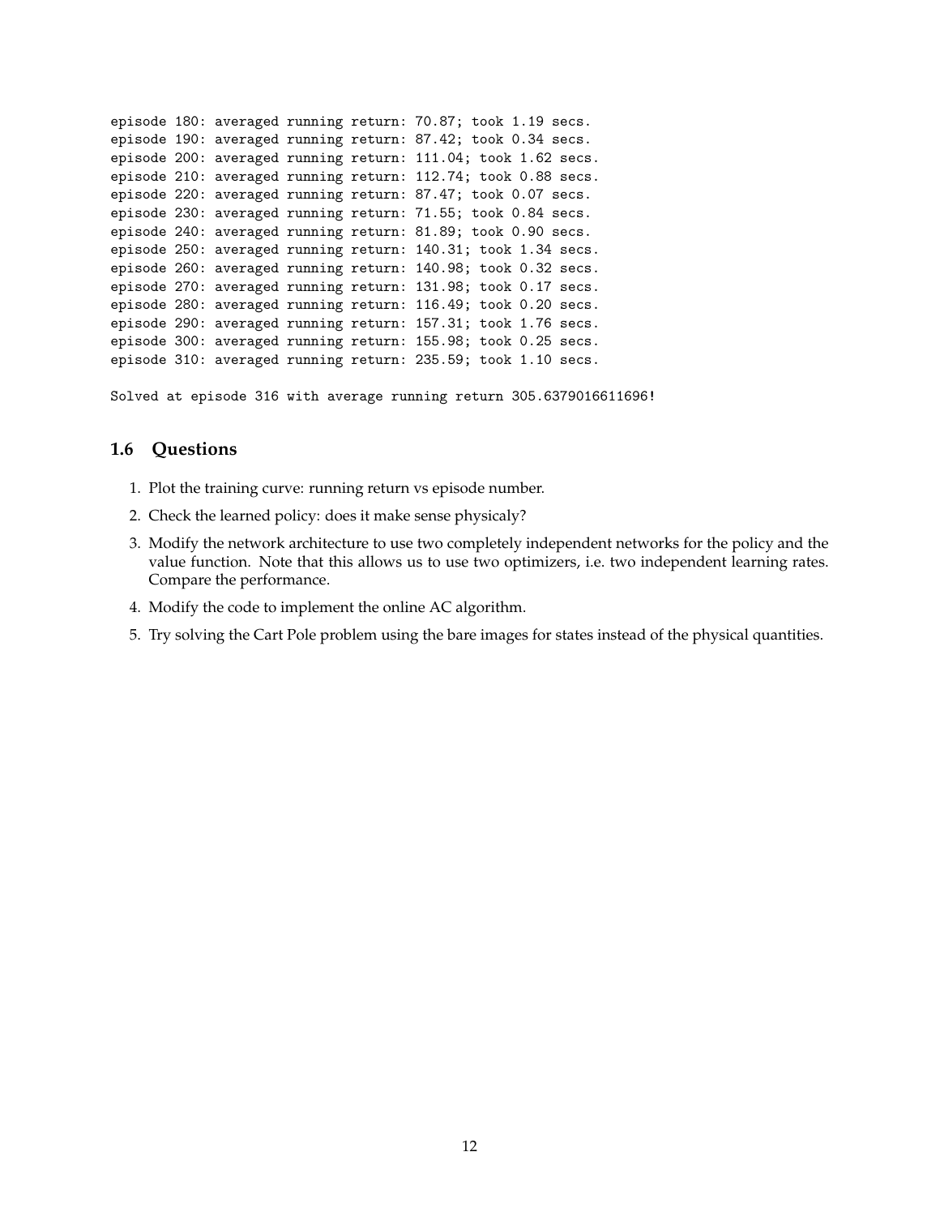```
episode 180: averaged running return: 70.87; took 1.19 secs.
episode 190: averaged running return: 87.42; took 0.34 secs.
episode 200: averaged running return: 111.04; took 1.62 secs.
episode 210: averaged running return: 112.74; took 0.88 secs.
episode 220: averaged running return: 87.47; took 0.07 secs.
episode 230: averaged running return: 71.55; took 0.84 secs.
episode 240: averaged running return: 81.89; took 0.90 secs.
episode 250: averaged running return: 140.31; took 1.34 secs.
episode 260: averaged running return: 140.98; took 0.32 secs.
episode 270: averaged running return: 131.98; took 0.17 secs.
episode 280: averaged running return: 116.49; took 0.20 secs.
episode 290: averaged running return: 157.31; took 1.76 secs.
episode 300: averaged running return: 155.98; took 0.25 secs.
episode 310: averaged running return: 235.59; took 1.10 secs.

Solved at episode 316 with average running return 305.6379016611696!
```

### 1.6 Questions

1. Plot the training curve: running return vs episode number.
2. Check the learned policy: does it make sense physicaly?
3. Modify the network architecture to use two completely independent networks for the policy and the value function. Note that this allows us to use two optimizers, i.e. two independent learning rates. Compare the performance.
4. Modify the code to implement the online AC algorithm.
5. Try solving the Cart Pole problem using the bare images for states instead of the physical quantities.